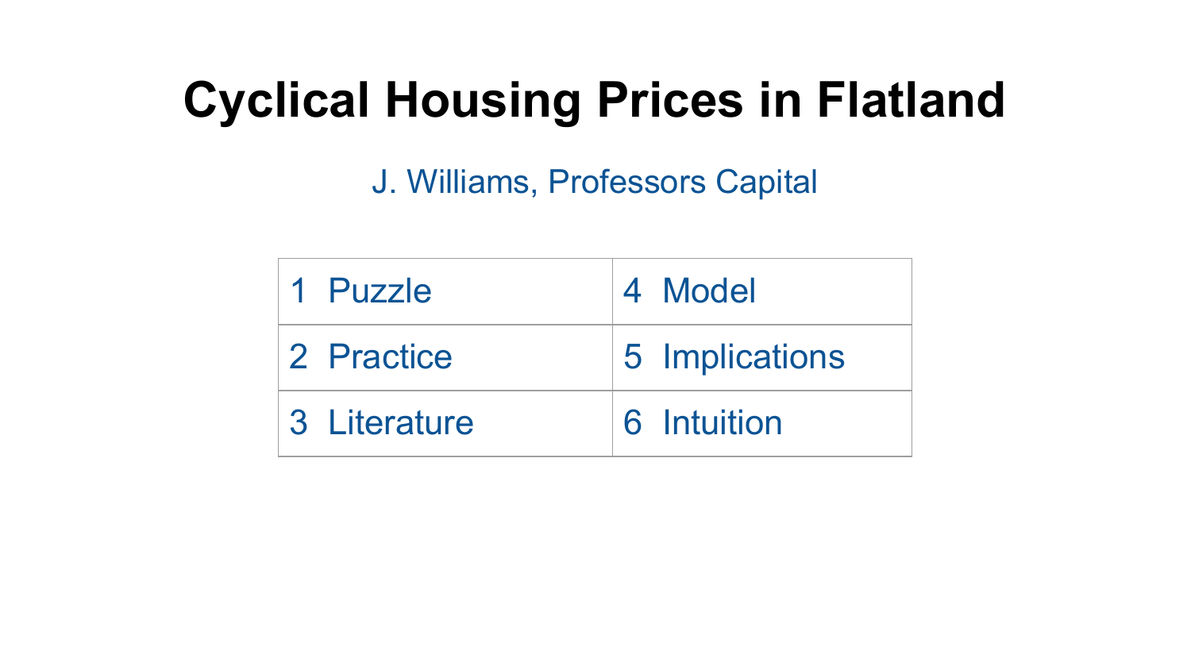# Cyclical Housing Prices in Flatland

J. Williams, Professors Capital

| | |
|---|---|
| 1 Puzzle | 4 Model |
| 2 Practice | 5 Implications |
| 3 Literature | 6 Intuition |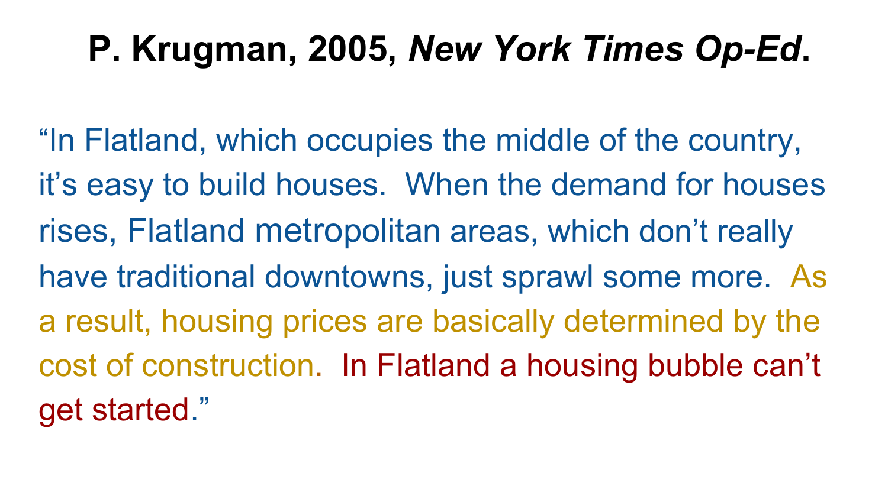# P. Krugman, 2005, *New York Times Op-Ed*.

“In Flatland, which occupies the middle of the country, it’s easy to build houses. When the demand for houses rises, Flatland metropolitan areas, which don’t really have traditional downtowns, just sprawl some more. As a result, housing prices are basically determined by the cost of construction. In Flatland a housing bubble can’t get started.”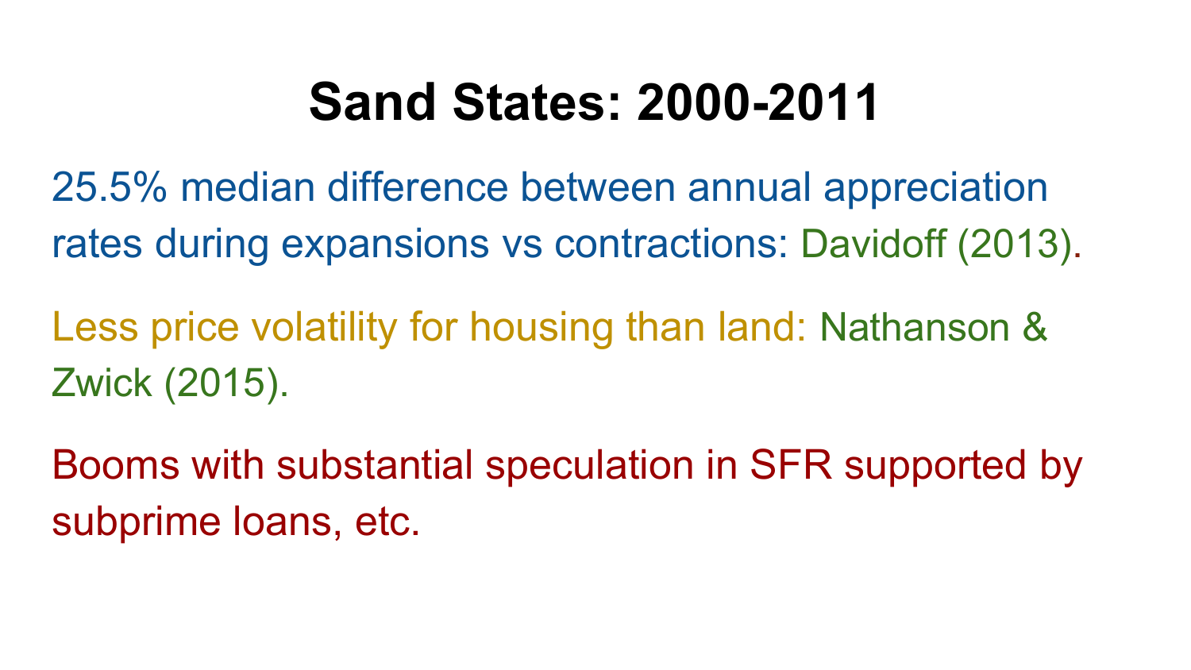# Sand States: 2000-2011

25.5% median difference between annual appreciation rates during expansions vs contractions: Davidoff (2013).

Less price volatility for housing than land: Nathanson & Zwick (2015).

Booms with substantial speculation in SFR supported by subprime loans, etc.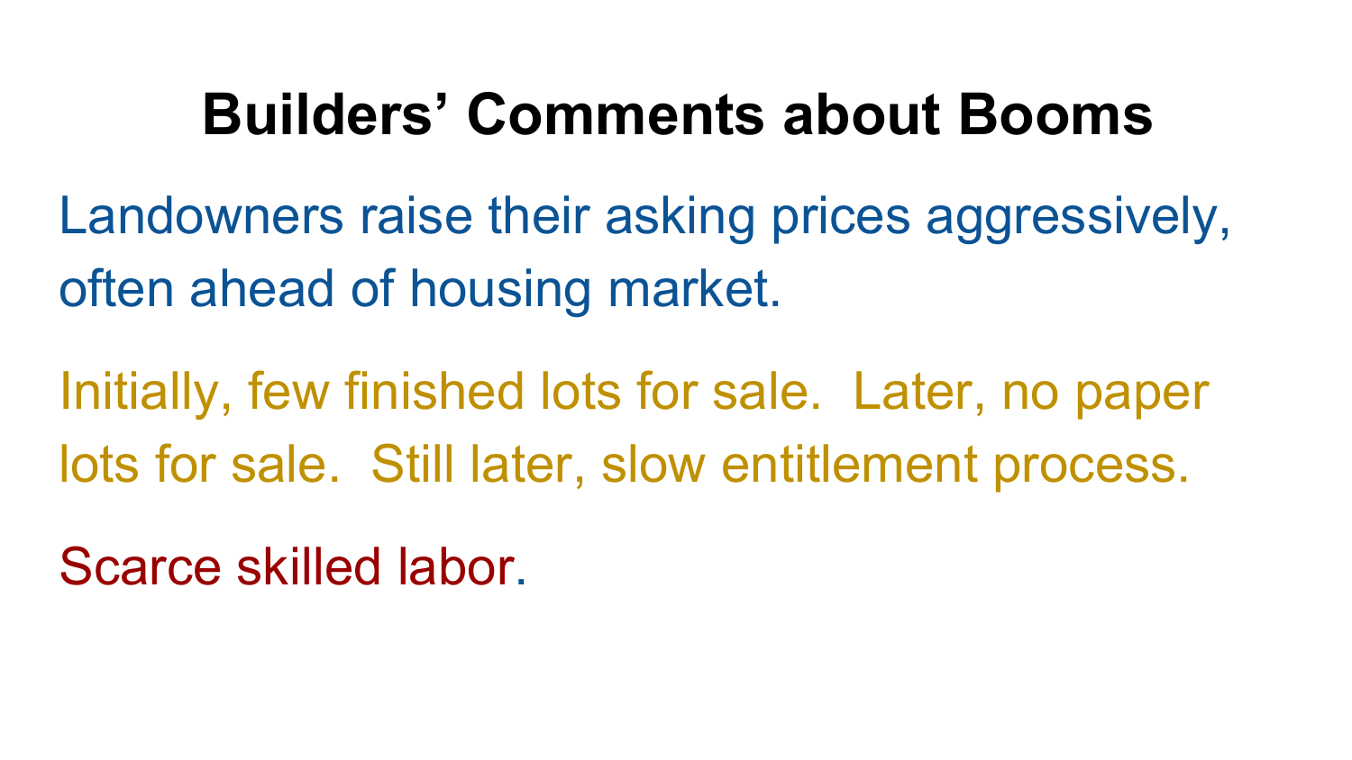# Builders’ Comments about Booms

Landowners raise their asking prices aggressively, often ahead of housing market.

Initially, few finished lots for sale. Later, no paper lots for sale. Still later, slow entitlement process.

Scarce skilled labor.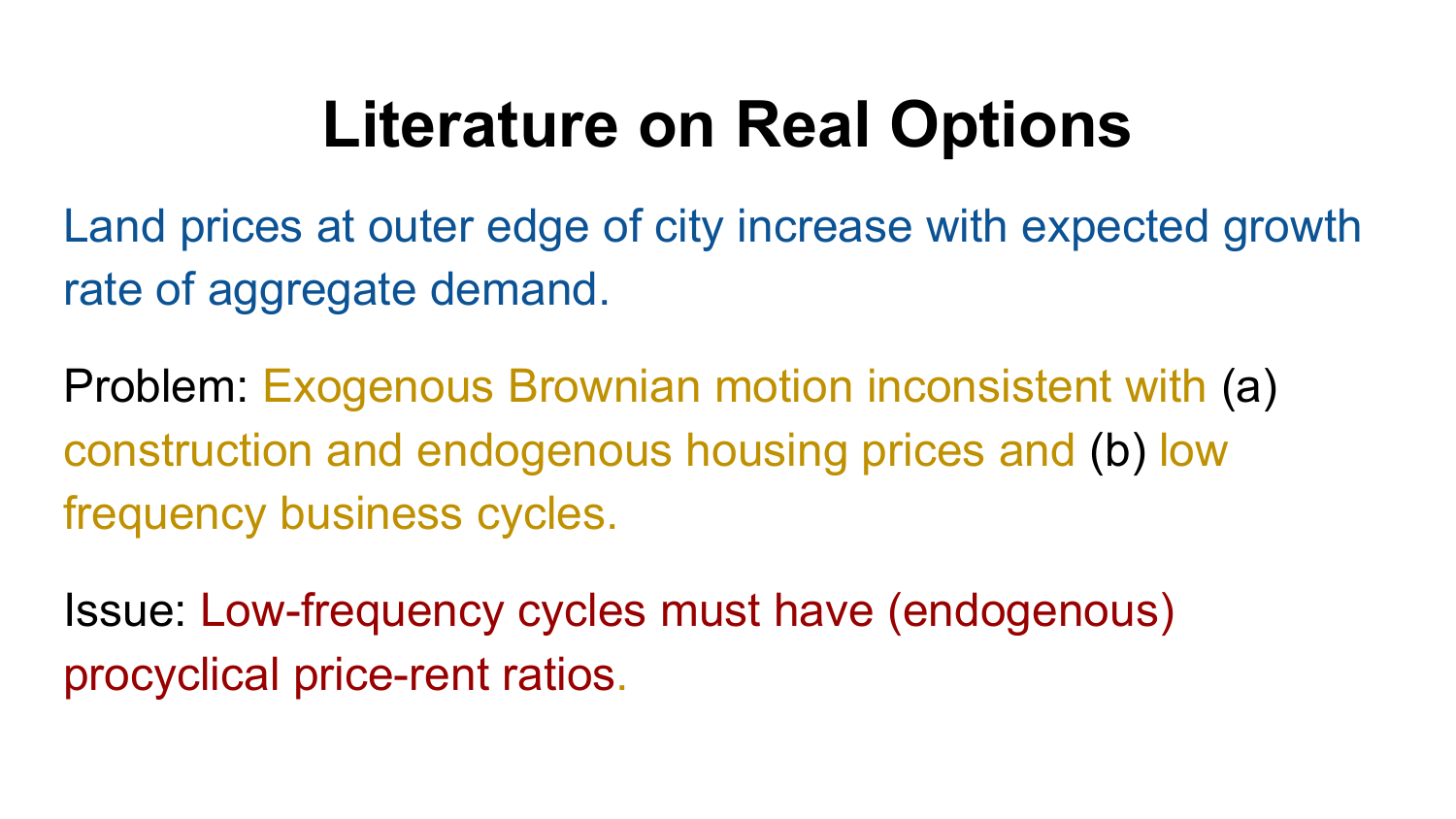# Literature on Real Options

Land prices at outer edge of city increase with expected growth rate of aggregate demand.

Problem: Exogenous Brownian motion inconsistent with (a) construction and endogenous housing prices and (b) low frequency business cycles.

Issue: Low-frequency cycles must have (endogenous) procyclical price-rent ratios.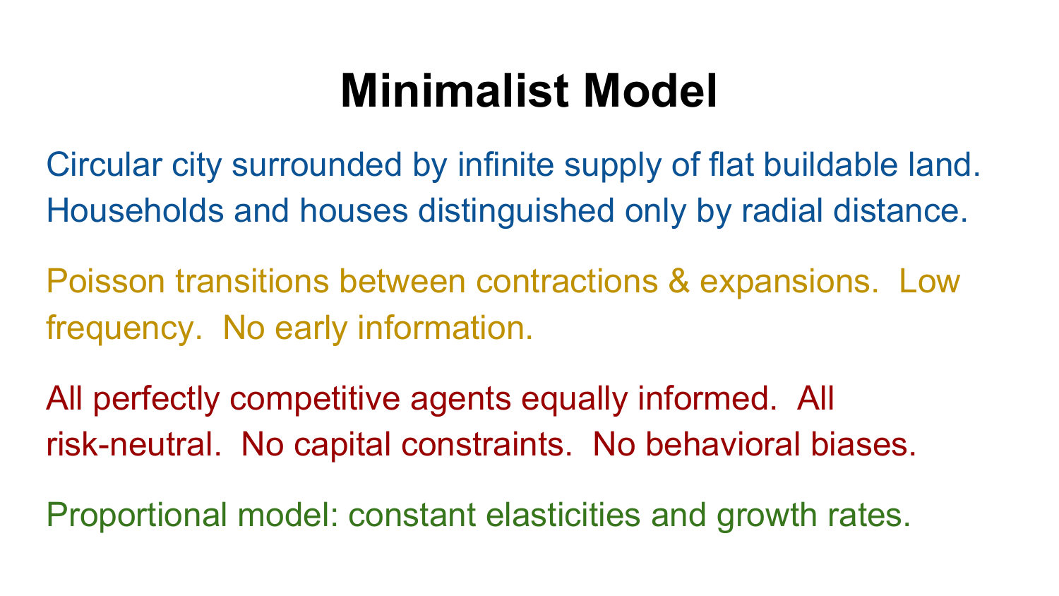# Minimalist Model

Circular city surrounded by infinite supply of flat buildable land. Households and houses distinguished only by radial distance.

Poisson transitions between contractions & expansions. Low frequency. No early information.

All perfectly competitive agents equally informed. All risk-neutral. No capital constraints. No behavioral biases.

Proportional model: constant elasticities and growth rates.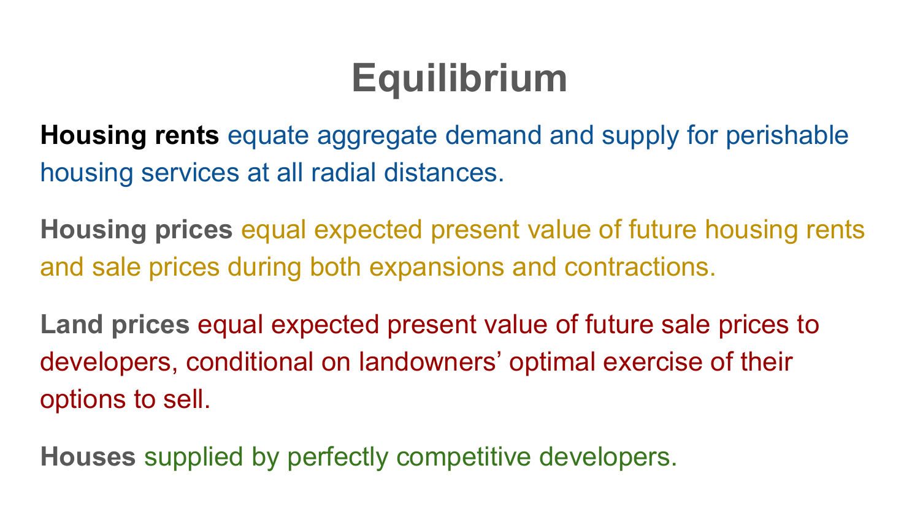# Equilibrium

**Housing rents** equate aggregate demand and supply for perishable housing services at all radial distances.

**Housing prices** equal expected present value of future housing rents and sale prices during both expansions and contractions.

**Land prices** equal expected present value of future sale prices to developers, conditional on landowners' optimal exercise of their options to sell.

**Houses** supplied by perfectly competitive developers.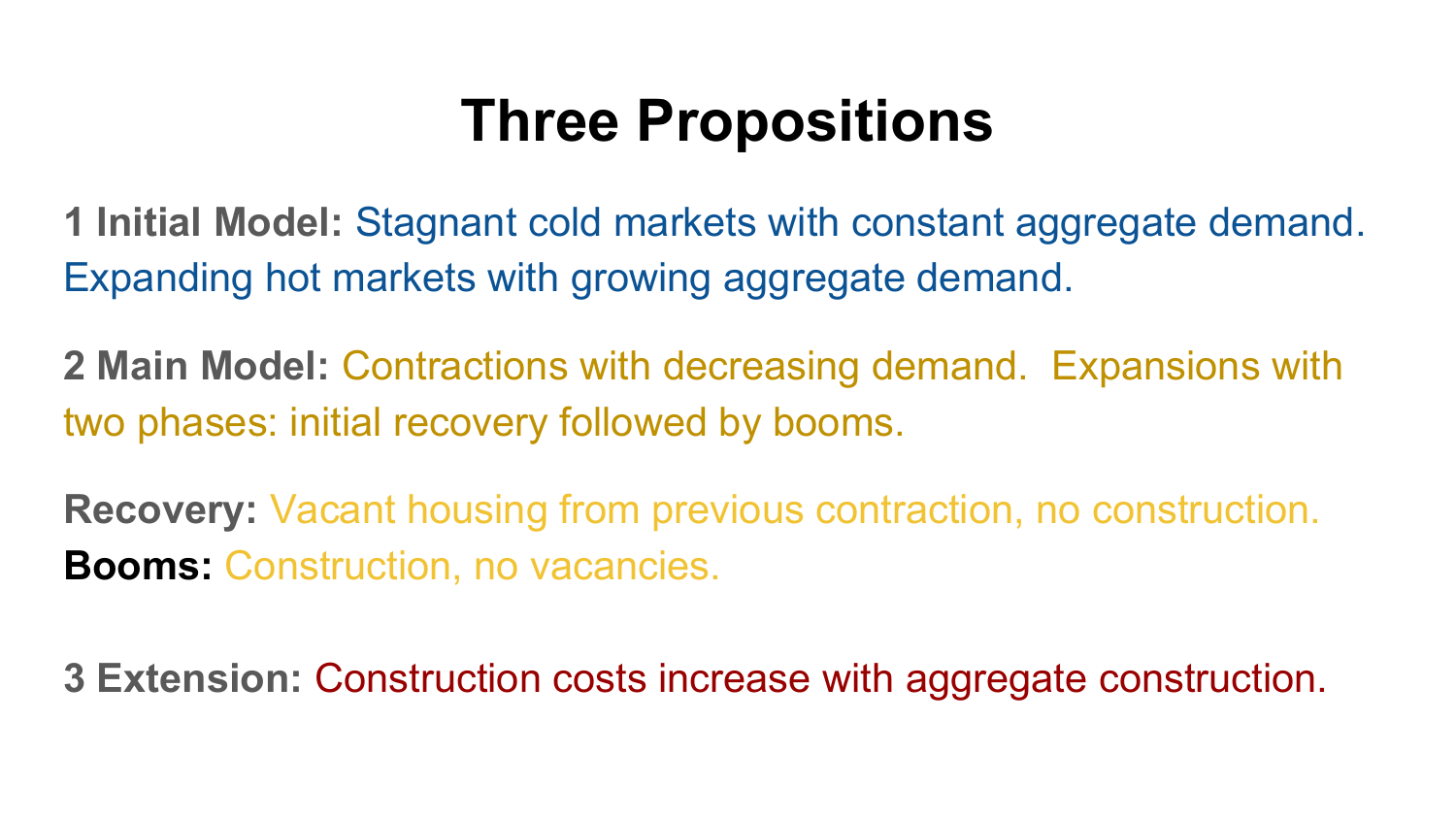# Three Propositions

**1 Initial Model:** Stagnant cold markets with constant aggregate demand. Expanding hot markets with growing aggregate demand.

**2 Main Model:** Contractions with decreasing demand. Expansions with two phases: initial recovery followed by booms.

**Recovery:** Vacant housing from previous contraction, no construction.
**Booms:** Construction, no vacancies.

**3 Extension:** Construction costs increase with aggregate construction.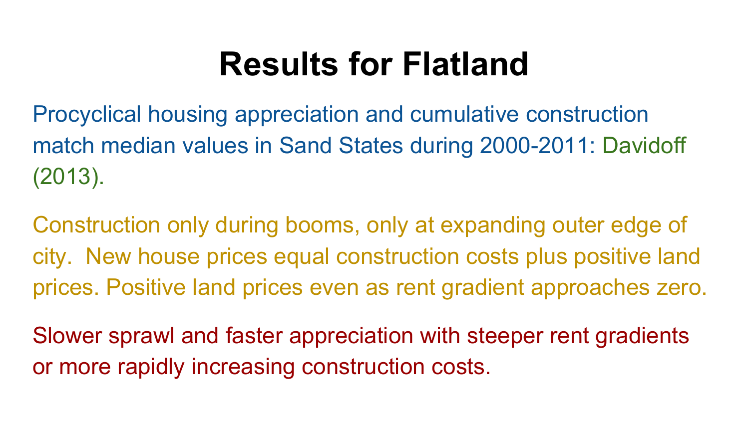# Results for Flatland

Procyclical housing appreciation and cumulative construction match median values in Sand States during 2000-2011: Davidoff (2013).

Construction only during booms, only at expanding outer edge of city. New house prices equal construction costs plus positive land prices. Positive land prices even as rent gradient approaches zero.

Slower sprawl and faster appreciation with steeper rent gradients or more rapidly increasing construction costs.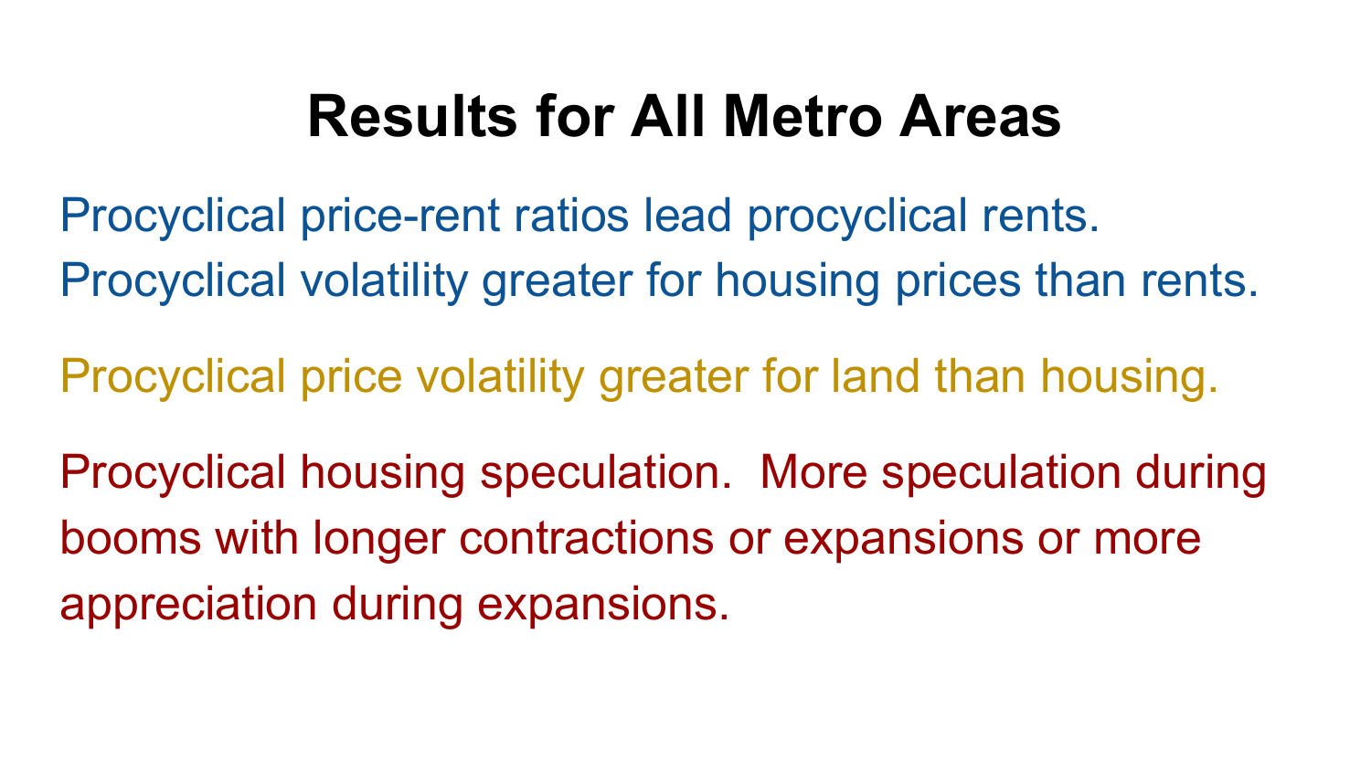# Results for All Metro Areas

Procyclical price-rent ratios lead procyclical rents.
Procyclical volatility greater for housing prices than rents.

Procyclical price volatility greater for land than housing.

Procyclical housing speculation. More speculation during booms with longer contractions or expansions or more appreciation during expansions.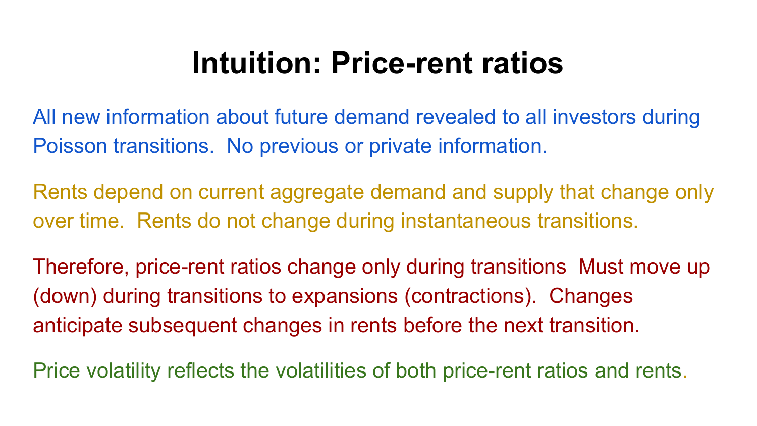# Intuition: Price-rent ratios

All new information about future demand revealed to all investors during Poisson transitions. No previous or private information.

Rents depend on current aggregate demand and supply that change only over time. Rents do not change during instantaneous transitions.

Therefore, price-rent ratios change only during transitions Must move up (down) during transitions to expansions (contractions). Changes anticipate subsequent changes in rents before the next transition.

Price volatility reflects the volatilities of both price-rent ratios and rents.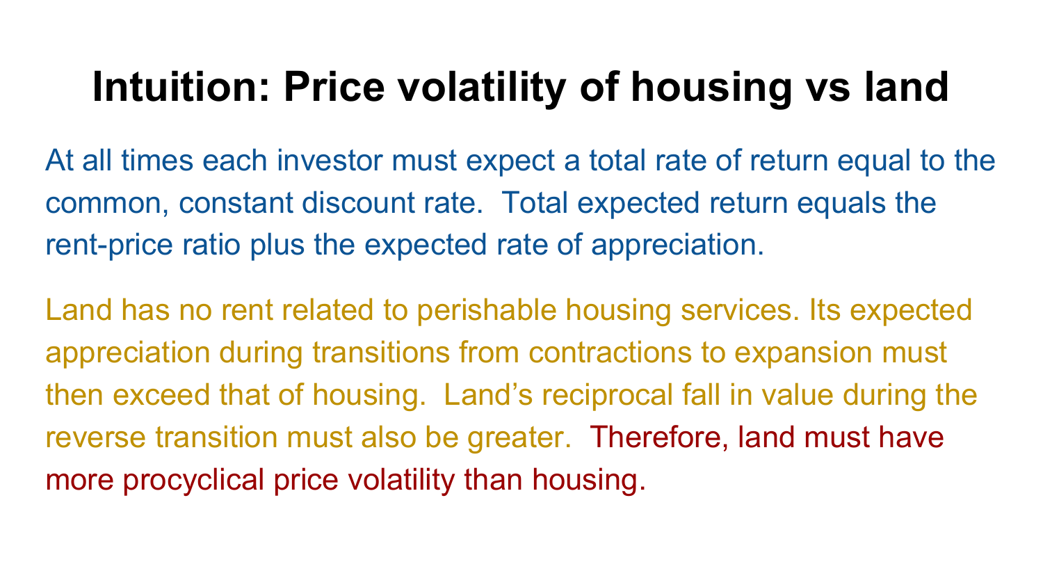# Intuition: Price volatility of housing vs land

At all times each investor must expect a total rate of return equal to the common, constant discount rate. Total expected return equals the rent-price ratio plus the expected rate of appreciation.

Land has no rent related to perishable housing services. Its expected appreciation during transitions from contractions to expansion must then exceed that of housing. Land's reciprocal fall in value during the reverse transition must also be greater. Therefore, land must have more procyclical price volatility than housing.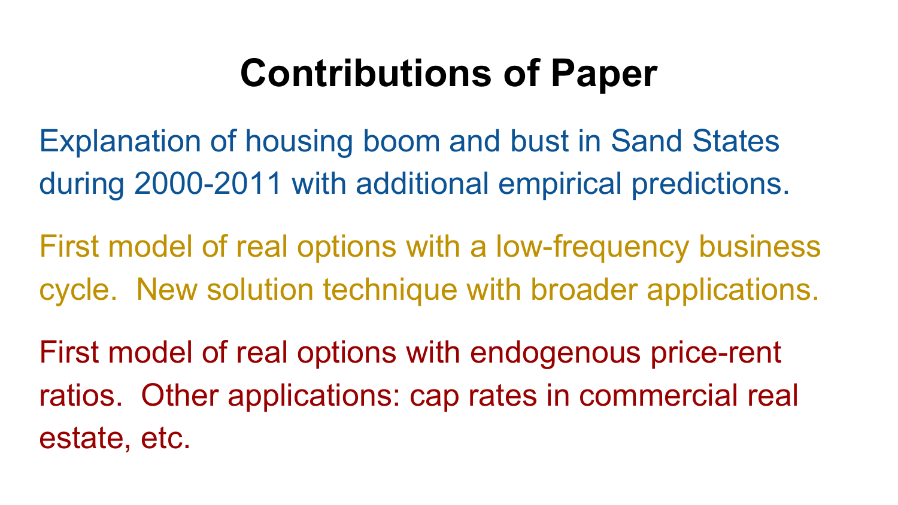# Contributions of Paper

Explanation of housing boom and bust in Sand States during 2000-2011 with additional empirical predictions.

First model of real options with a low-frequency business cycle. New solution technique with broader applications.

First model of real options with endogenous price-rent ratios. Other applications: cap rates in commercial real estate, etc.